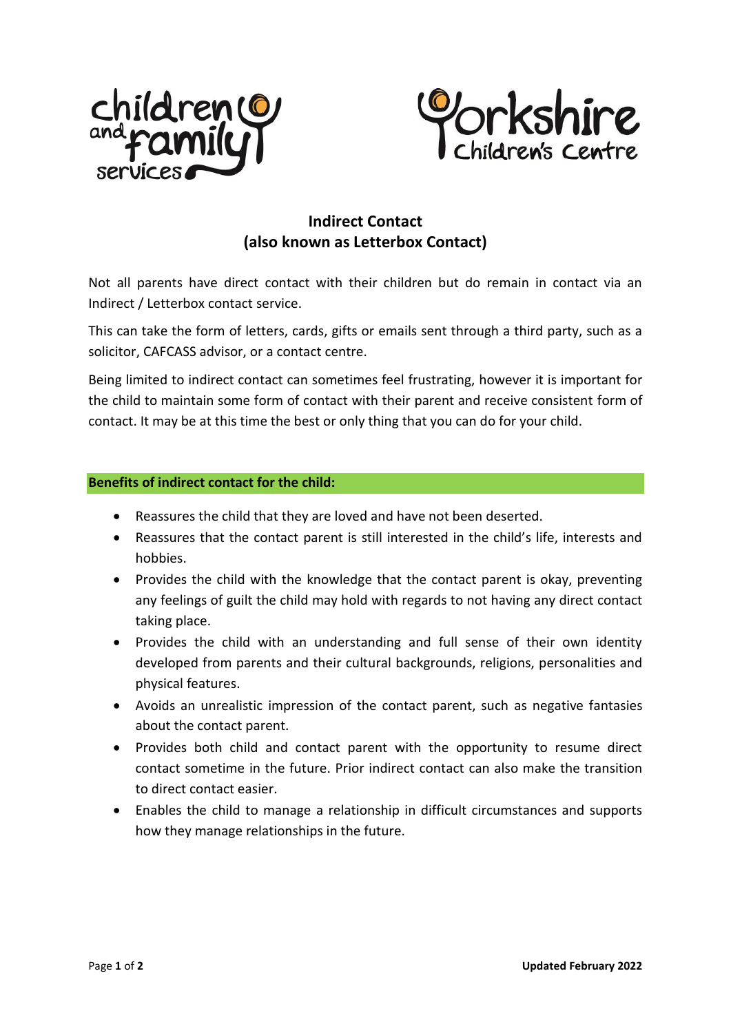# Indirect Contact
## (also known as Letterbox Contact)

Not all parents have direct contact with their children but do remain in contact via an Indirect / Letterbox contact service.

This can take the form of letters, cards, gifts or emails sent through a third party, such as a solicitor, CAFCASS advisor, or a contact centre.

Being limited to indirect contact can sometimes feel frustrating, however it is important for the child to maintain some form of contact with their parent and receive consistent form of contact. It may be at this time the best or only thing that you can do for your child.

### Benefits of indirect contact for the child:

- Reassures the child that they are loved and have not been deserted.
- Reassures that the contact parent is still interested in the child's life, interests and hobbies.
- Provides the child with the knowledge that the contact parent is okay, preventing any feelings of guilt the child may hold with regards to not having any direct contact taking place.
- Provides the child with an understanding and full sense of their own identity developed from parents and their cultural backgrounds, religions, personalities and physical features.
- Avoids an unrealistic impression of the contact parent, such as negative fantasies about the contact parent.
- Provides both child and contact parent with the opportunity to resume direct contact sometime in the future. Prior indirect contact can also make the transition to direct contact easier.
- Enables the child to manage a relationship in difficult circumstances and supports how they manage relationships in the future.

**Updated February 2022**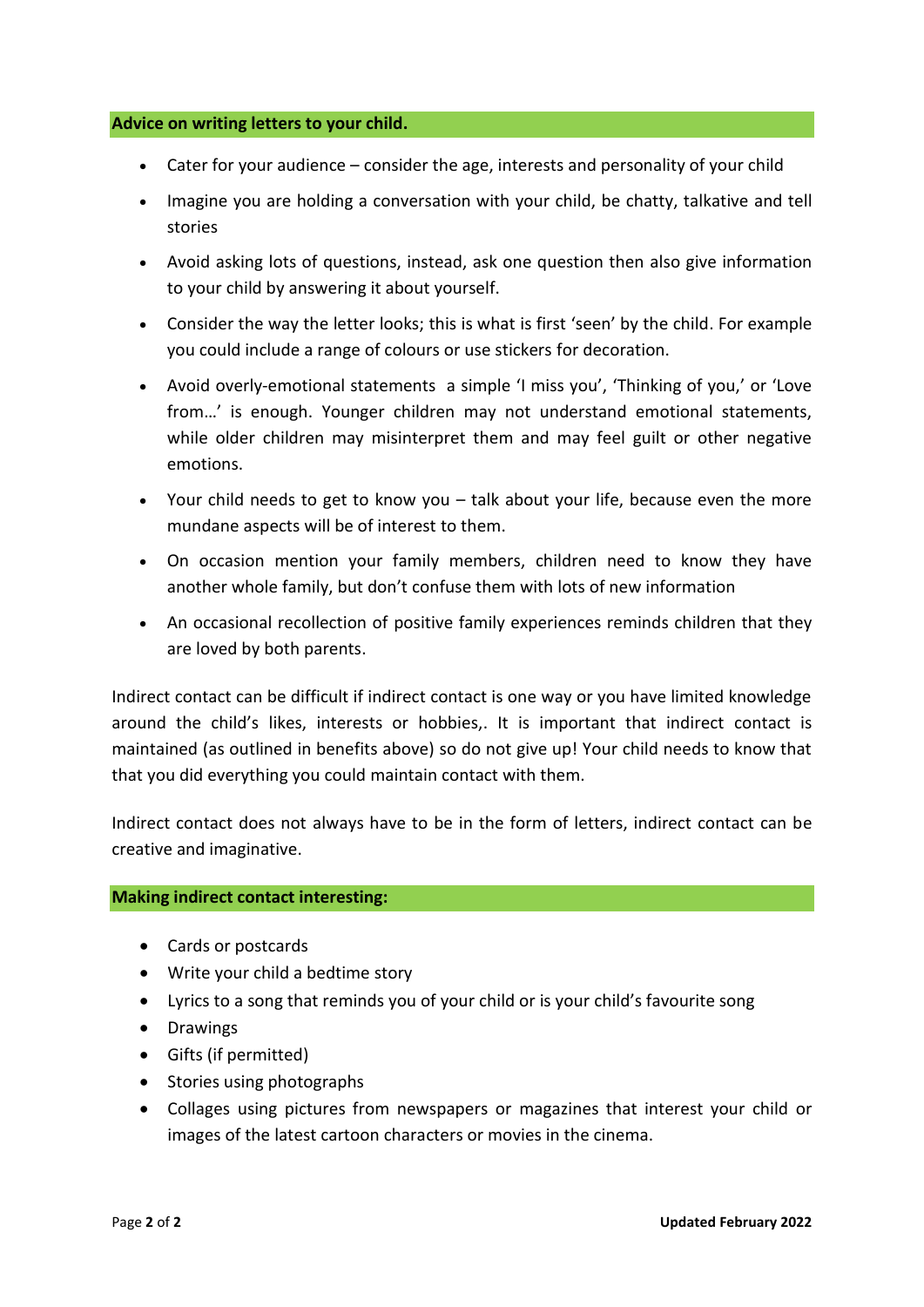**Advice on writing letters to your child.**

- Cater for your audience – consider the age, interests and personality of your child
- Imagine you are holding a conversation with your child, be chatty, talkative and tell stories
- Avoid asking lots of questions, instead, ask one question then also give information to your child by answering it about yourself.
- Consider the way the letter looks; this is what is first 'seen' by the child. For example you could include a range of colours or use stickers for decoration.
- Avoid overly-emotional statements a simple 'I miss you', 'Thinking of you,' or 'Love from…' is enough. Younger children may not understand emotional statements, while older children may misinterpret them and may feel guilt or other negative emotions.
- Your child needs to get to know you – talk about your life, because even the more mundane aspects will be of interest to them.
- On occasion mention your family members, children need to know they have another whole family, but don't confuse them with lots of new information
- An occasional recollection of positive family experiences reminds children that they are loved by both parents.

Indirect contact can be difficult if indirect contact is one way or you have limited knowledge around the child's likes, interests or hobbies,. It is important that indirect contact is maintained (as outlined in benefits above) so do not give up! Your child needs to know that that you did everything you could maintain contact with them.

Indirect contact does not always have to be in the form of letters, indirect contact can be creative and imaginative.

**Making indirect contact interesting:**

- Cards or postcards
- Write your child a bedtime story
- Lyrics to a song that reminds you of your child or is your child's favourite song
- Drawings
- Gifts (if permitted)
- Stories using photographs
- Collages using pictures from newspapers or magazines that interest your child or images of the latest cartoon characters or movies in the cinema.

Updated February 2022